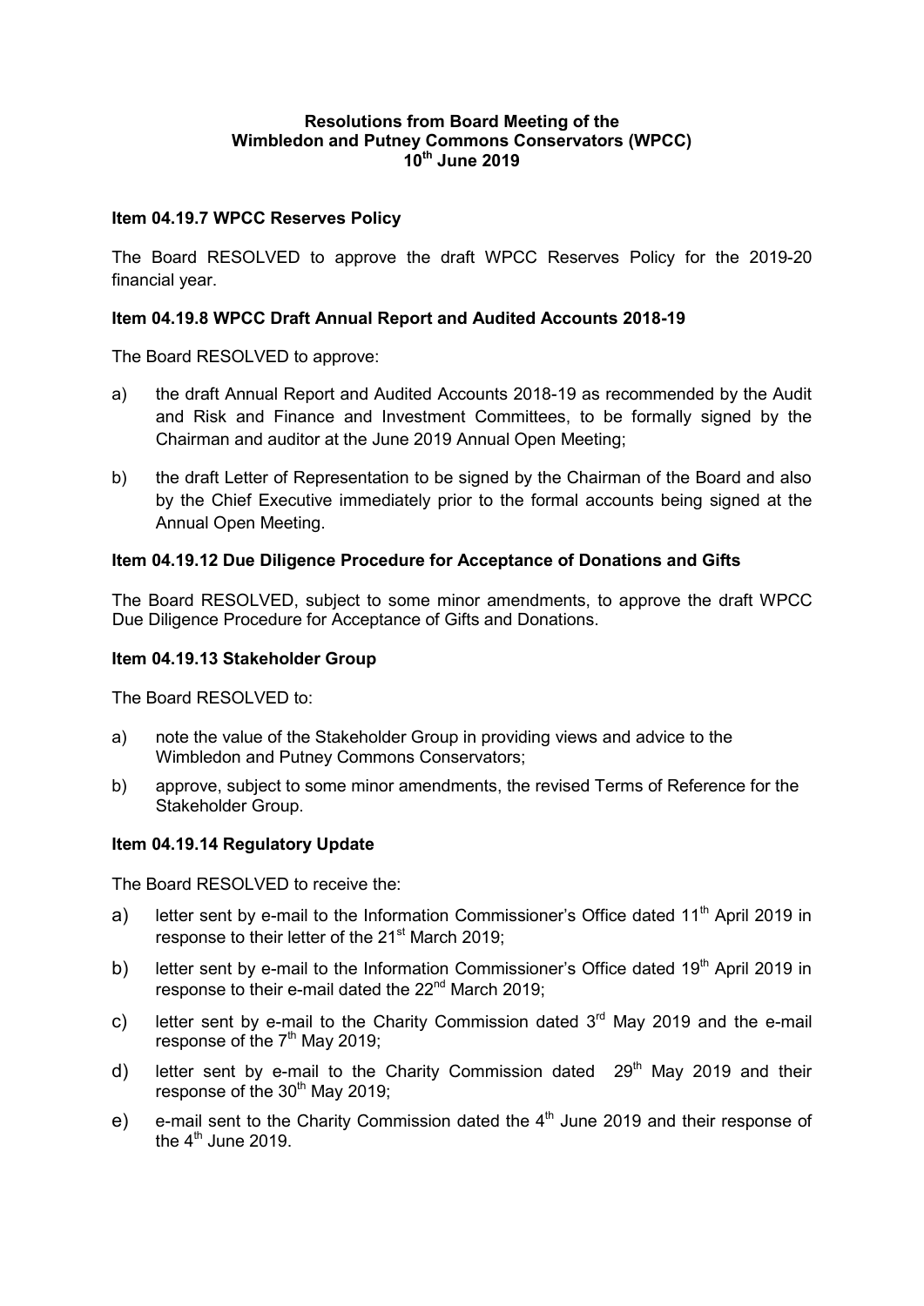**Resolutions from Board Meeting of the**
**Wimbledon and Putney Commons Conservators (WPCC)**
**10th June 2019**

**Item 04.19.7 WPCC Reserves Policy**

The Board RESOLVED to approve the draft WPCC Reserves Policy for the 2019-20 financial year.

**Item 04.19.8 WPCC Draft Annual Report and Audited Accounts 2018-19**

The Board RESOLVED to approve:

a) the draft Annual Report and Audited Accounts 2018-19 as recommended by the Audit and Risk and Finance and Investment Committees, to be formally signed by the Chairman and auditor at the June 2019 Annual Open Meeting;

b) the draft Letter of Representation to be signed by the Chairman of the Board and also by the Chief Executive immediately prior to the formal accounts being signed at the Annual Open Meeting.

**Item 04.19.12 Due Diligence Procedure for Acceptance of Donations and Gifts**

The Board RESOLVED, subject to some minor amendments, to approve the draft WPCC Due Diligence Procedure for Acceptance of Gifts and Donations.

**Item 04.19.13 Stakeholder Group**

The Board RESOLVED to:

a) note the value of the Stakeholder Group in providing views and advice to the Wimbledon and Putney Commons Conservators;

b) approve, subject to some minor amendments, the revised Terms of Reference for the Stakeholder Group.

**Item 04.19.14 Regulatory Update**

The Board RESOLVED to receive the:

a) letter sent by e-mail to the Information Commissioner's Office dated 11th April 2019 in response to their letter of the 21st March 2019;

b) letter sent by e-mail to the Information Commissioner's Office dated 19th April 2019 in response to their e-mail dated the 22nd March 2019;

c) letter sent by e-mail to the Charity Commission dated 3rd May 2019 and the e-mail response of the 7th May 2019;

d) letter sent by e-mail to the Charity Commission dated 29th May 2019 and their response of the 30th May 2019;

e) e-mail sent to the Charity Commission dated the 4th June 2019 and their response of the 4th June 2019.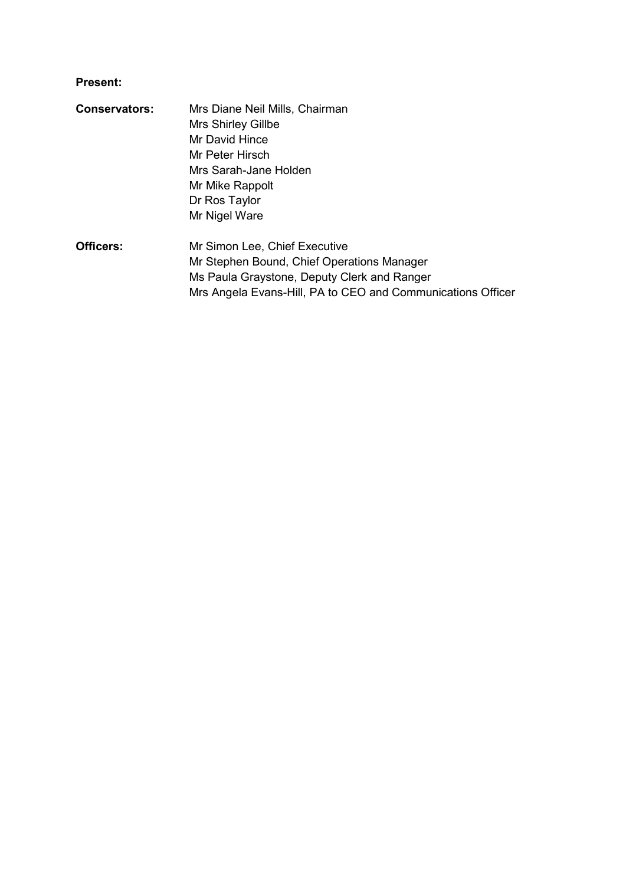**Present:**

| | |
|---|---|
| **Conservators:** | Mrs Diane Neil Mills, Chairman<br>Mrs Shirley Gillbe<br>Mr David Hince<br>Mr Peter Hirsch<br>Mrs Sarah-Jane Holden<br>Mr Mike Rappolt<br>Dr Ros Taylor<br>Mr Nigel Ware |
| **Officers:** | Mr Simon Lee, Chief Executive<br>Mr Stephen Bound, Chief Operations Manager<br>Ms Paula Graystone, Deputy Clerk and Ranger<br>Mrs Angela Evans-Hill, PA to CEO and Communications Officer |